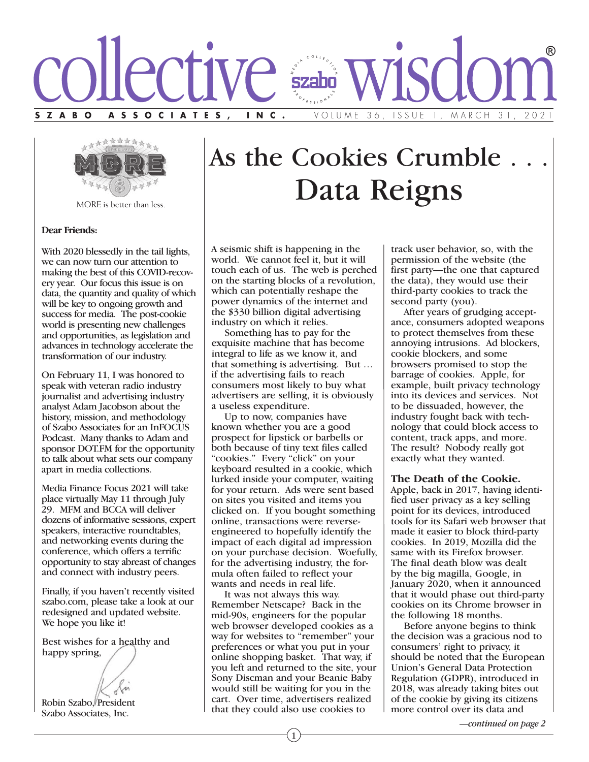# collective wisdom®

**SZABO ASSOCIATES, INC.** VOLUME 36, ISSUE 1, MARCH 31, 2021

MORE is better than less.

**Dear Friends:**

With 2020 blessedly in the tail lights, we can now turn our attention to making the best of this COVID-recovery year. Our focus this issue is on data, the quantity and quality of which will be key to ongoing growth and success for media. The post-cookie world is presenting new challenges and opportunities, as legislation and advances in technology accelerate the transformation of our industry.

On February 11, I was honored to speak with veteran radio industry journalist and advertising industry analyst Adam Jacobson about the history, mission, and methodology of Szabo Associates for an InFOCUS Podcast. Many thanks to Adam and sponsor DOT.FM for the opportunity to talk about what sets our company apart in media collections.

Media Finance Focus 2021 will take place virtually May 11 through July 29. MFM and BCCA will deliver dozens of informative sessions, expert speakers, interactive roundtables, and networking events during the conference, which offers a terrific opportunity to stay abreast of changes and connect with industry peers.

Finally, if you haven't recently visited szabo.com, please take a look at our redesigned and updated website. We hope you like it!

Best wishes for a healthy and happy spring,

Robin Szabo, President
Szabo Associates, Inc.

# As the Cookies Crumble . . . Data Reigns

A seismic shift is happening in the world. We cannot feel it, but it will touch each of us. The web is perched on the starting blocks of a revolution, which can potentially reshape the power dynamics of the internet and the $330 billion digital advertising industry on which it relies.

Something has to pay for the exquisite machine that has become integral to life as we know it, and that something is advertising. But … if the advertising fails to reach consumers most likely to buy what advertisers are selling, it is obviously a useless expenditure.

Up to now, companies have known whether you are a good prospect for lipstick or barbells or both because of tiny text files called "cookies." Every "click" on your keyboard resulted in a cookie, which lurked inside your computer, waiting for your return. Ads were sent based on sites you visited and items you clicked on. If you bought something online, transactions were reverse-engineered to hopefully identify the impact of each digital ad impression on your purchase decision. Woefully, for the advertising industry, the formula often failed to reflect your wants and needs in real life.

It was not always this way. Remember Netscape? Back in the mid-90s, engineers for the popular web browser developed cookies as a way for websites to "remember" your preferences or what you put in your online shopping basket. That way, if you left and returned to the site, your Sony Discman and your Beanie Baby would still be waiting for you in the cart. Over time, advertisers realized that they could also use cookies to track user behavior, so, with the permission of the website (the first party—the one that captured the data), they would use their third-party cookies to track the second party (you).

After years of grudging acceptance, consumers adopted weapons to protect themselves from these annoying intrusions. Ad blockers, cookie blockers, and some browsers promised to stop the barrage of cookies. Apple, for example, built privacy technology into its devices and services. Not to be dissuaded, however, the industry fought back with technology that could block access to content, track apps, and more. The result? Nobody really got exactly what they wanted.

### The Death of the Cookie.

Apple, back in 2017, having identified user privacy as a key selling point for its devices, introduced tools for its Safari web browser that made it easier to block third-party cookies. In 2019, Mozilla did the same with its Firefox browser. The final death blow was dealt by the big magilla, Google, in January 2020, when it announced that it would phase out third-party cookies on its Chrome browser in the following 18 months.

Before anyone begins to think the decision was a gracious nod to consumers' right to privacy, it should be noted that the European Union's General Data Protection Regulation (GDPR), introduced in 2018, was already taking bites out of the cookie by giving its citizens more control over its data and

*—continued on page 2*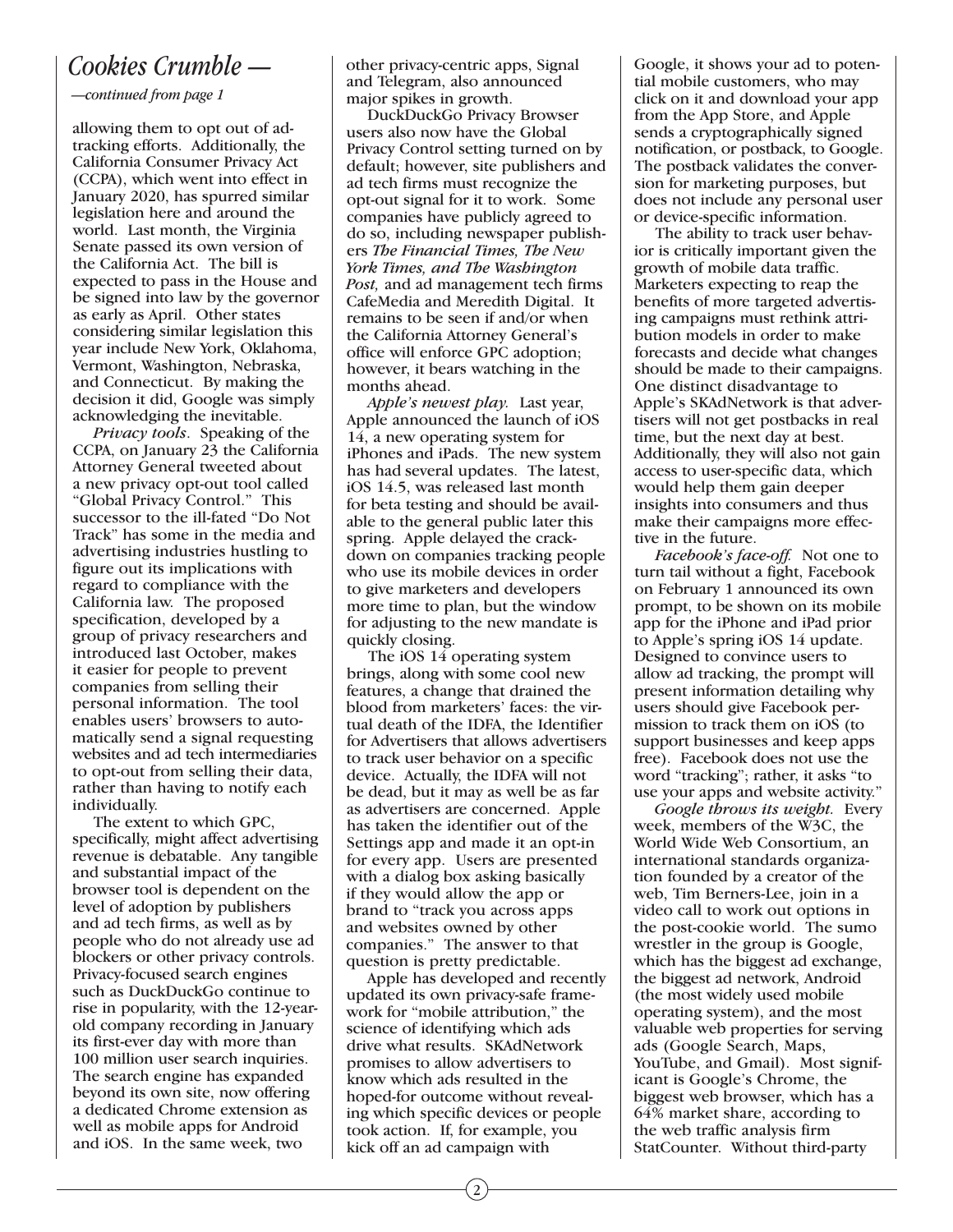## *Cookies Crumble —*

*—continued from page 1*

allowing them to opt out of ad-tracking efforts. Additionally, the California Consumer Privacy Act (CCPA), which went into effect in January 2020, has spurred similar legislation here and around the world. Last month, the Virginia Senate passed its own version of the California Act. The bill is expected to pass in the House and be signed into law by the governor as early as April. Other states considering similar legislation this year include New York, Oklahoma, Vermont, Washington, Nebraska, and Connecticut. By making the decision it did, Google was simply acknowledging the inevitable.

*Privacy tools*. Speaking of the CCPA, on January 23 the California Attorney General tweeted about a new privacy opt-out tool called "Global Privacy Control." This successor to the ill-fated "Do Not Track" has some in the media and advertising industries hustling to figure out its implications with regard to compliance with the California law. The proposed specification, developed by a group of privacy researchers and introduced last October, makes it easier for people to prevent companies from selling their personal information. The tool enables users' browsers to automatically send a signal requesting websites and ad tech intermediaries to opt-out from selling their data, rather than having to notify each individually.

The extent to which GPC, specifically, might affect advertising revenue is debatable. Any tangible and substantial impact of the browser tool is dependent on the level of adoption by publishers and ad tech firms, as well as by people who do not already use ad blockers or other privacy controls. Privacy-focused search engines such as DuckDuckGo continue to rise in popularity, with the 12-year-old company recording in January its first-ever day with more than 100 million user search inquiries. The search engine has expanded beyond its own site, now offering a dedicated Chrome extension as well as mobile apps for Android and iOS. In the same week, two other privacy-centric apps, Signal and Telegram, also announced major spikes in growth.

DuckDuckGo Privacy Browser users also now have the Global Privacy Control setting turned on by default; however, site publishers and ad tech firms must recognize the opt-out signal for it to work. Some companies have publicly agreed to do so, including newspaper publishers *The Financial Times, The New York Times, and The Washington Post,* and ad management tech firms CafeMedia and Meredith Digital. It remains to be seen if and/or when the California Attorney General's office will enforce GPC adoption; however, it bears watching in the months ahead.

*Apple's newest play.* Last year, Apple announced the launch of iOS 14, a new operating system for iPhones and iPads. The new system has had several updates. The latest, iOS 14.5, was released last month for beta testing and should be available to the general public later this spring. Apple delayed the crackdown on companies tracking people who use its mobile devices in order to give marketers and developers more time to plan, but the window for adjusting to the new mandate is quickly closing.

The iOS 14 operating system brings, along with some cool new features, a change that drained the blood from marketers' faces: the virtual death of the IDFA, the Identifier for Advertisers that allows advertisers to track user behavior on a specific device. Actually, the IDFA will not be dead, but it may as well be as far as advertisers are concerned. Apple has taken the identifier out of the Settings app and made it an opt-in for every app. Users are presented with a dialog box asking basically if they would allow the app or brand to "track you across apps and websites owned by other companies." The answer to that question is pretty predictable.

Apple has developed and recently updated its own privacy-safe framework for "mobile attribution," the science of identifying which ads drive what results. SKAdNetwork promises to allow advertisers to know which ads resulted in the hoped-for outcome without revealing which specific devices or people took action. If, for example, you kick off an ad campaign with Google, it shows your ad to potential mobile customers, who may click on it and download your app from the App Store, and Apple sends a cryptographically signed notification, or postback, to Google. The postback validates the conversion for marketing purposes, but does not include any personal user or device-specific information.

The ability to track user behavior is critically important given the growth of mobile data traffic. Marketers expecting to reap the benefits of more targeted advertising campaigns must rethink attribution models in order to make forecasts and decide what changes should be made to their campaigns. One distinct disadvantage to Apple's SKAdNetwork is that advertisers will not get postbacks in real time, but the next day at best. Additionally, they will also not gain access to user-specific data, which would help them gain deeper insights into consumers and thus make their campaigns more effective in the future.

*Facebook's face-off.* Not one to turn tail without a fight, Facebook on February 1 announced its own prompt, to be shown on its mobile app for the iPhone and iPad prior to Apple's spring iOS 14 update. Designed to convince users to allow ad tracking, the prompt will present information detailing why users should give Facebook permission to track them on iOS (to support businesses and keep apps free). Facebook does not use the word "tracking"; rather, it asks "to use your apps and website activity."

*Google throws its weight.* Every week, members of the W3C, the World Wide Web Consortium, an international standards organization founded by a creator of the web, Tim Berners-Lee, join in a video call to work out options in the post-cookie world. The sumo wrestler in the group is Google, which has the biggest ad exchange, the biggest ad network, Android (the most widely used mobile operating system), and the most valuable web properties for serving ads (Google Search, Maps, YouTube, and Gmail). Most significant is Google's Chrome, the biggest web browser, which has a 64% market share, according to the web traffic analysis firm StatCounter. Without third-party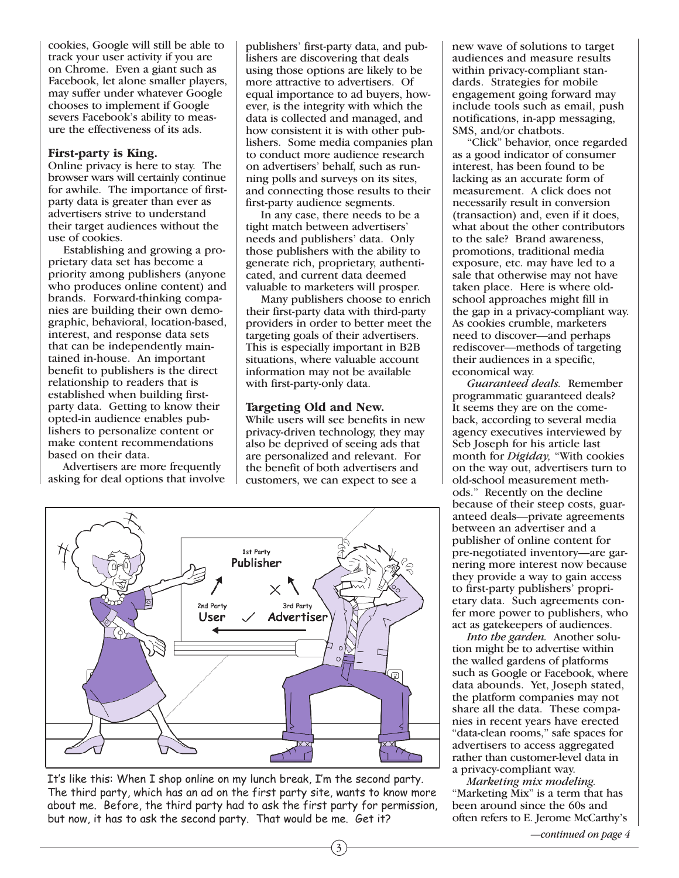cookies, Google will still be able to track your user activity if you are on Chrome. Even a giant such as Facebook, let alone smaller players, may suffer under whatever Google chooses to implement if Google severs Facebook's ability to measure the effectiveness of its ads.

**First-party is King.**

Online privacy is here to stay. The browser wars will certainly continue for awhile. The importance of first-party data is greater than ever as advertisers strive to understand their target audiences without the use of cookies.

Establishing and growing a proprietary data set has become a priority among publishers (anyone who produces online content) and brands. Forward-thinking companies are building their own demographic, behavioral, location-based, interest, and response data sets that can be independently maintained in-house. An important benefit to publishers is the direct relationship to readers that is established when building first-party data. Getting to know their opted-in audience enables publishers to personalize content or make content recommendations based on their data.

Advertisers are more frequently asking for deal options that involve publishers' first-party data, and publishers are discovering that deals using those options are likely to be more attractive to advertisers. Of equal importance to ad buyers, however, is the integrity with which the data is collected and managed, and how consistent it is with other publishers. Some media companies plan to conduct more audience research on advertisers' behalf, such as running polls and surveys on its sites, and connecting those results to their first-party audience segments.

In any case, there needs to be a tight match between advertisers' needs and publishers' data. Only those publishers with the ability to generate rich, proprietary, authenticated, and current data deemed valuable to marketers will prosper.

Many publishers choose to enrich their first-party data with third-party providers in order to better meet the targeting goals of their advertisers. This is especially important in B2B situations, where valuable account information may not be available with first-party-only data.

**Targeting Old and New.**

While users will see benefits in new privacy-driven technology, they may also be deprived of seeing ads that are personalized and relevant. For the benefit of both advertisers and customers, we can expect to see a new wave of solutions to target audiences and measure results within privacy-compliant standards. Strategies for mobile engagement going forward may include tools such as email, push notifications, in-app messaging, SMS, and/or chatbots.

"Click" behavior, once regarded as a good indicator of consumer interest, has been found to be lacking as an accurate form of measurement. A click does not necessarily result in conversion (transaction) and, even if it does, what about the other contributors to the sale? Brand awareness, promotions, traditional media exposure, etc. may have led to a sale that otherwise may not have taken place. Here is where old-school approaches might fill in the gap in a privacy-compliant way. As cookies crumble, marketers need to discover—and perhaps rediscover—methods of targeting their audiences in a specific, economical way.

*Guaranteed deals.* Remember programmatic guaranteed deals? It seems they are on the comeback, according to several media agency executives interviewed by Seb Joseph for his article last month for *Digiday,* "With cookies on the way out, advertisers turn to old-school measurement methods." Recently on the decline because of their steep costs, guaranteed deals—private agreements between an advertiser and a publisher of online content for pre-negotiated inventory—are garnering more interest now because they provide a way to gain access to first-party publishers' proprietary data. Such agreements confer more power to publishers, who act as gatekeepers of audiences.

*Into the garden.* Another solution might be to advertise within the walled gardens of platforms such as Google or Facebook, where data abounds. Yet, Joseph stated, the platform companies may not share all the data. These companies in recent years have erected "data-clean rooms," safe spaces for advertisers to access aggregated rather than customer-level data in a privacy-compliant way.

*Marketing mix modeling.* "Marketing Mix" is a term that has been around since the 60s and often refers to E. Jerome McCarthy's

*—continued on page 4*

It's like this: When I shop online on my lunch break, I'm the second party. The third party, which has an ad on the first party site, wants to know more about me. Before, the third party had to ask the first party for permission, but now, it has to ask the second party. That would be me. Get it?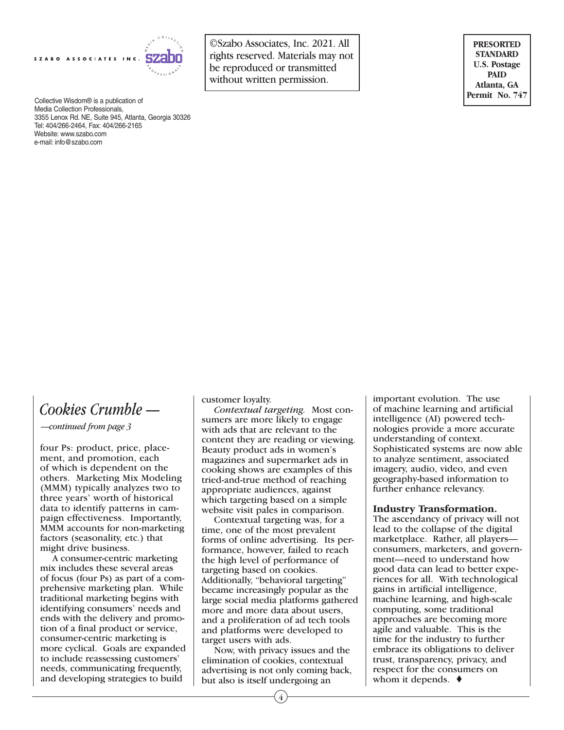SZABO ASSOCIATES INC. szabo MEDIA COLLECTION PROFESSIONALS

©Szabo Associates, Inc. 2021. All rights reserved. Materials may not be reproduced or transmitted without written permission.

**PRESORTED STANDARD U.S. Postage PAID Atlanta, GA Permit No. 747**

Collective Wisdom® is a publication of
Media Collection Professionals,
3355 Lenox Rd. NE, Suite 945, Atlanta, Georgia 30326
Tel: 404/266-2464, Fax: 404/266-2165
Website: www.szabo.com
e-mail: info@szabo.com

## *Cookies Crumble —*

*—continued from page 3*

four Ps: product, price, placement, and promotion, each of which is dependent on the others. Marketing Mix Modeling (MMM) typically analyzes two to three years' worth of historical data to identify patterns in campaign effectiveness. Importantly, MMM accounts for non-marketing factors (seasonality, etc.) that might drive business.

A consumer-centric marketing mix includes these several areas of focus (four Ps) as part of a comprehensive marketing plan. While traditional marketing begins with identifying consumers' needs and ends with the delivery and promotion of a final product or service, consumer-centric marketing is more cyclical. Goals are expanded to include reassessing customers' needs, communicating frequently, and developing strategies to build customer loyalty.

*Contextual targeting.* Most consumers are more likely to engage with ads that are relevant to the content they are reading or viewing. Beauty product ads in women's magazines and supermarket ads in cooking shows are examples of this tried-and-true method of reaching appropriate audiences, against which targeting based on a simple website visit pales in comparison.

Contextual targeting was, for a time, one of the most prevalent forms of online advertising. Its performance, however, failed to reach the high level of performance of targeting based on cookies. Additionally, "behavioral targeting" became increasingly popular as the large social media platforms gathered more and more data about users, and a proliferation of ad tech tools and platforms were developed to target users with ads.

Now, with privacy issues and the elimination of cookies, contextual advertising is not only coming back, but also is itself undergoing an important evolution. The use of machine learning and artificial intelligence (AI) powered technologies provide a more accurate understanding of context. Sophisticated systems are now able to analyze sentiment, associated imagery, audio, video, and even geography-based information to further enhance relevancy.

**Industry Transformation.** The ascendancy of privacy will not lead to the collapse of the digital marketplace. Rather, all players—consumers, marketers, and government—need to understand how good data can lead to better experiences for all. With technological gains in artificial intelligence, machine learning, and high-scale computing, some traditional approaches are becoming more agile and valuable. This is the time for the industry to further embrace its obligations to deliver trust, transparency, privacy, and respect for the consumers on whom it depends. ♦